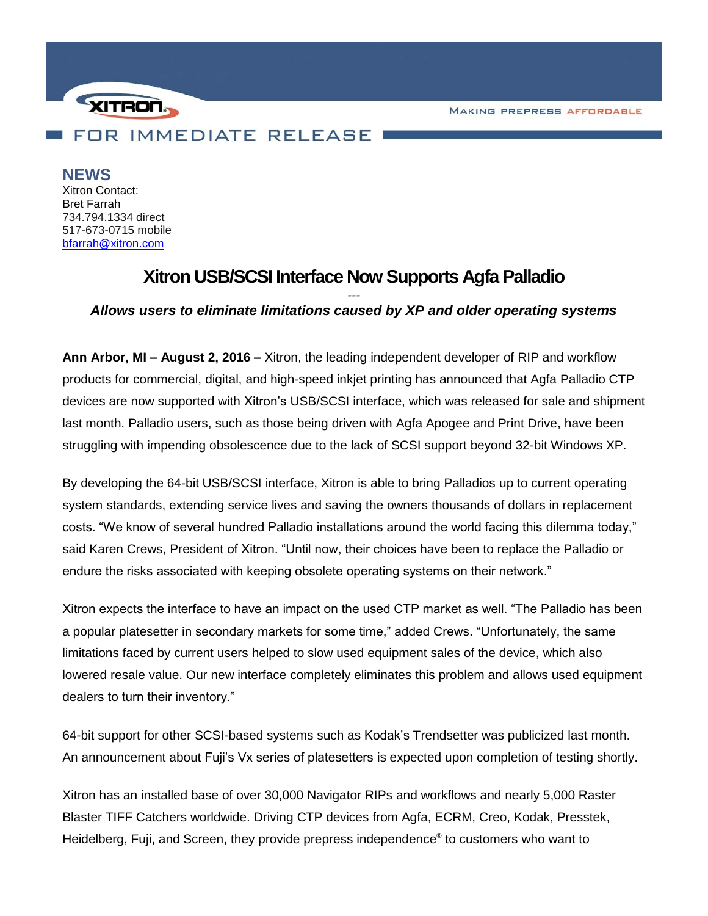XITRON

MAKING PREPRESS AFFORDABLE

FOR IMMEDIATE RELEASE

**NEWS**
Xitron Contact:
Bret Farrah
734.794.1334 direct
517-673-0715 mobile
bfarrah@xitron.com

# Xitron USB/SCSI Interface Now Supports Agfa Palladio

---

***Allows users to eliminate limitations caused by XP and older operating systems***

**Ann Arbor, MI – August 2, 2016 –** Xitron, the leading independent developer of RIP and workflow products for commercial, digital, and high-speed inkjet printing has announced that Agfa Palladio CTP devices are now supported with Xitron's USB/SCSI interface, which was released for sale and shipment last month. Palladio users, such as those being driven with Agfa Apogee and Print Drive, have been struggling with impending obsolescence due to the lack of SCSI support beyond 32-bit Windows XP.

By developing the 64-bit USB/SCSI interface, Xitron is able to bring Palladios up to current operating system standards, extending service lives and saving the owners thousands of dollars in replacement costs. "We know of several hundred Palladio installations around the world facing this dilemma today," said Karen Crews, President of Xitron. "Until now, their choices have been to replace the Palladio or endure the risks associated with keeping obsolete operating systems on their network."

Xitron expects the interface to have an impact on the used CTP market as well. "The Palladio has been a popular platesetter in secondary markets for some time," added Crews. "Unfortunately, the same limitations faced by current users helped to slow used equipment sales of the device, which also lowered resale value. Our new interface completely eliminates this problem and allows used equipment dealers to turn their inventory."

64-bit support for other SCSI-based systems such as Kodak's Trendsetter was publicized last month. An announcement about Fuji's Vx series of platesetters is expected upon completion of testing shortly.

Xitron has an installed base of over 30,000 Navigator RIPs and workflows and nearly 5,000 Raster Blaster TIFF Catchers worldwide. Driving CTP devices from Agfa, ECRM, Creo, Kodak, Presstek, Heidelberg, Fuji, and Screen, they provide prepress independence® to customers who want to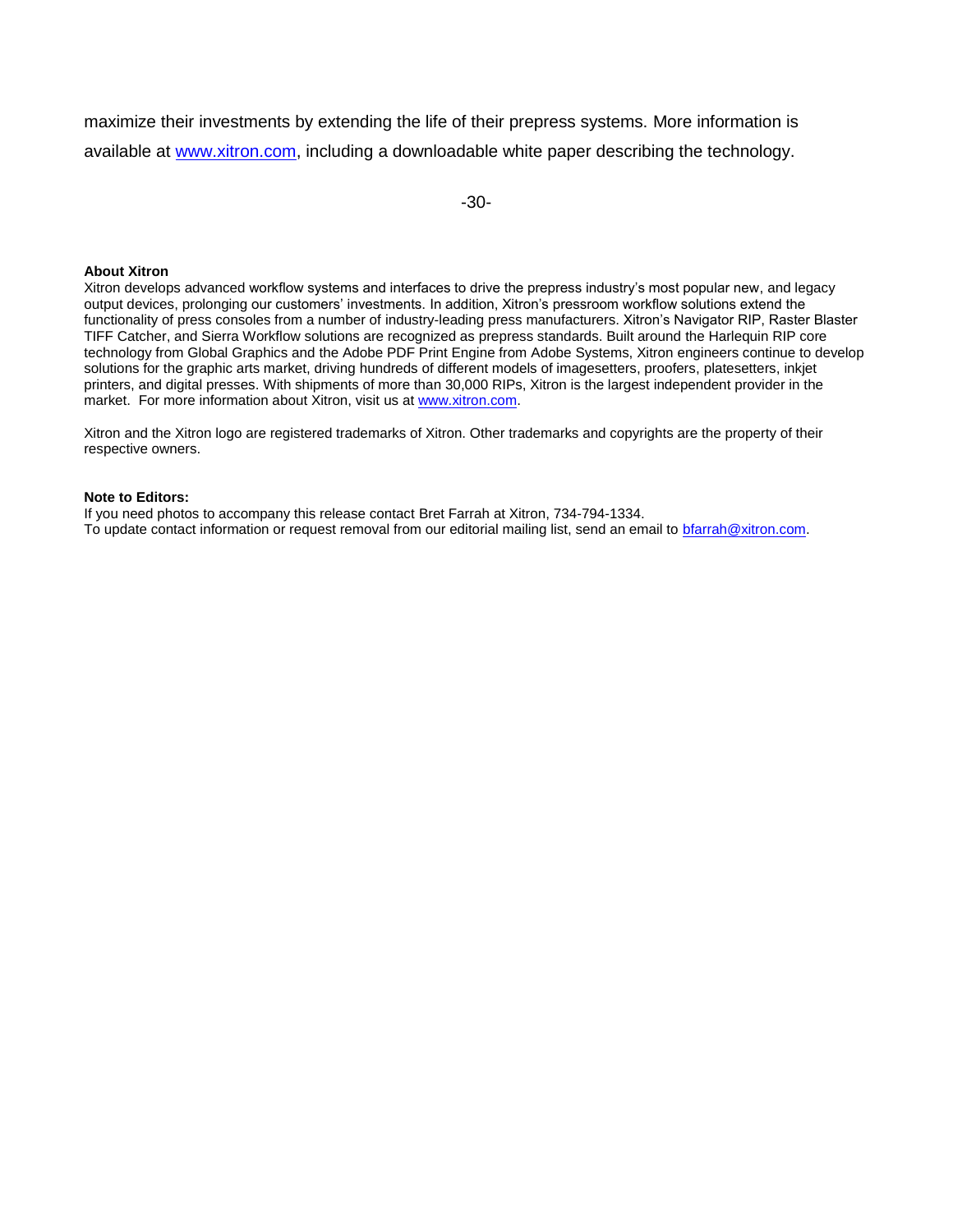maximize their investments by extending the life of their prepress systems. More information is available at www.xitron.com, including a downloadable white paper describing the technology.

-30-

**About Xitron**

Xitron develops advanced workflow systems and interfaces to drive the prepress industry's most popular new, and legacy output devices, prolonging our customers' investments. In addition, Xitron's pressroom workflow solutions extend the functionality of press consoles from a number of industry-leading press manufacturers. Xitron's Navigator RIP, Raster Blaster TIFF Catcher, and Sierra Workflow solutions are recognized as prepress standards. Built around the Harlequin RIP core technology from Global Graphics and the Adobe PDF Print Engine from Adobe Systems, Xitron engineers continue to develop solutions for the graphic arts market, driving hundreds of different models of imagesetters, proofers, platesetters, inkjet printers, and digital presses. With shipments of more than 30,000 RIPs, Xitron is the largest independent provider in the market. For more information about Xitron, visit us at www.xitron.com.

Xitron and the Xitron logo are registered trademarks of Xitron. Other trademarks and copyrights are the property of their respective owners.

**Note to Editors:**

If you need photos to accompany this release contact Bret Farrah at Xitron, 734-794-1334.
To update contact information or request removal from our editorial mailing list, send an email to bfarrah@xitron.com.